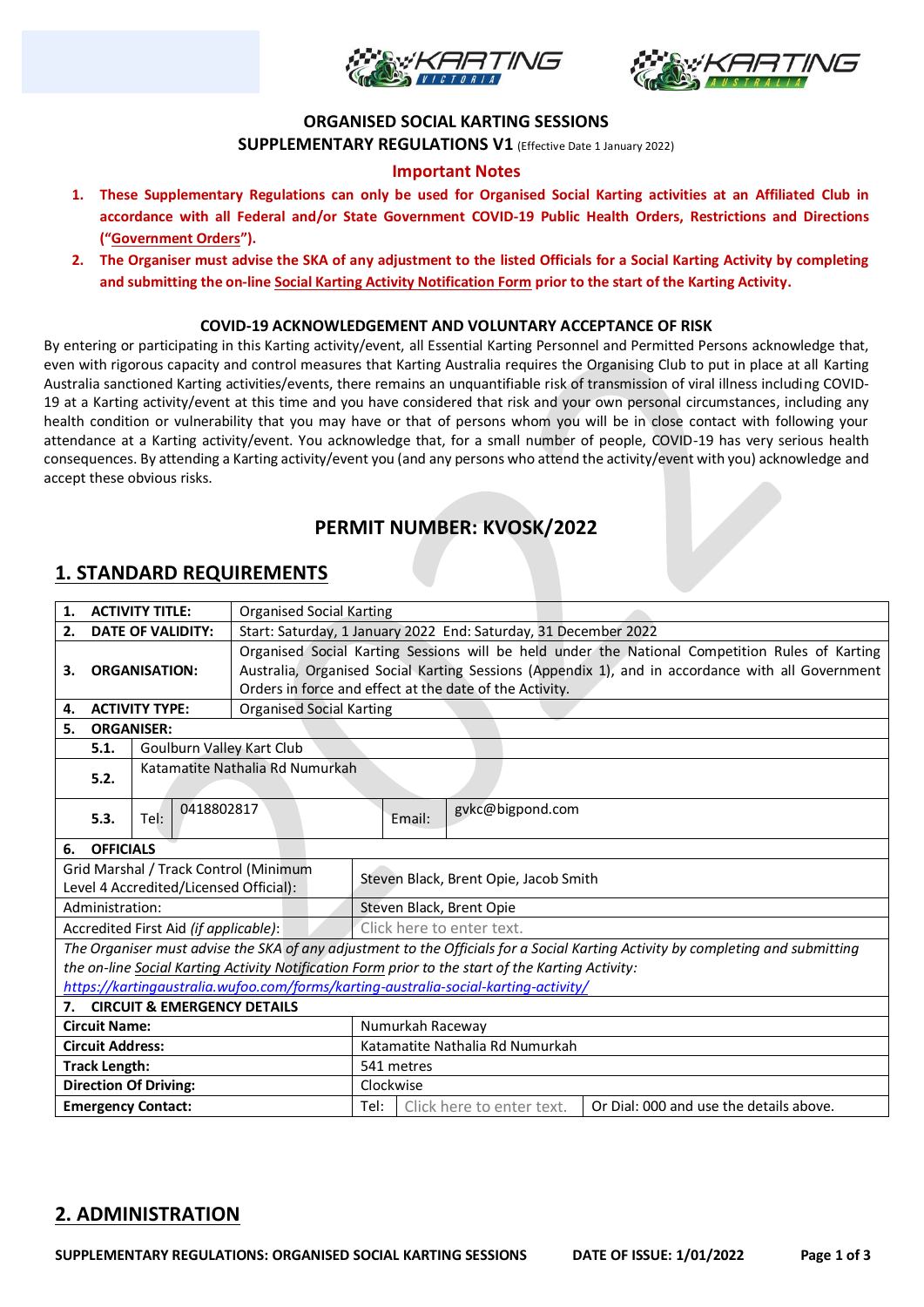**ORGANISED SOCIAL KARTING SESSIONS**

**SUPPLEMENTARY REGULATIONS V1** (Effective Date 1 January 2022)

**Important Notes**

1. **These Supplementary Regulations can only be used for Organised Social Karting activities at an Affiliated Club in accordance with all Federal and/or State Government COVID-19 Public Health Orders, Restrictions and Directions ("Government Orders").**
2. **The Organiser must advise the SKA of any adjustment to the listed Officials for a Social Karting Activity by completing and submitting the on-line Social Karting Activity Notification Form prior to the start of the Karting Activity.**

**COVID-19 ACKNOWLEDGEMENT AND VOLUNTARY ACCEPTANCE OF RISK**

By entering or participating in this Karting activity/event, all Essential Karting Personnel and Permitted Persons acknowledge that, even with rigorous capacity and control measures that Karting Australia requires the Organising Club to put in place at all Karting Australia sanctioned Karting activities/events, there remains an unquantifiable risk of transmission of viral illness including COVID-19 at a Karting activity/event at this time and you have considered that risk and your own personal circumstances, including any health condition or vulnerability that you may have or that of persons whom you will be in close contact with following your attendance at a Karting activity/event. You acknowledge that, for a small number of people, COVID-19 has very serious health consequences. By attending a Karting activity/event you (and any persons who attend the activity/event with you) acknowledge and accept these obvious risks.

## PERMIT NUMBER: KVOSK/2022

## 1. STANDARD REQUIREMENTS

| | |
|---|---|
| **1. ACTIVITY TITLE:** | Organised Social Karting |
| **2. DATE OF VALIDITY:** | Start: Saturday, 1 January 2022 End: Saturday, 31 December 2022 |
| **3. ORGANISATION:** | Organised Social Karting Sessions will be held under the National Competition Rules of Karting Australia, Organised Social Karting Sessions (Appendix 1), and in accordance with all Government Orders in force and effect at the date of the Activity. |
| **4. ACTIVITY TYPE:** | Organised Social Karting |
| **5. ORGANISER:** | |
| **5.1.** | Goulburn Valley Kart Club |
| **5.2.** | Katamatite Nathalia Rd Numurkah |
| **5.3.** | Tel: 0418802817 Email: gvkc@bigpond.com |
| **6. OFFICIALS** | |
| Grid Marshal / Track Control (Minimum Level 4 Accredited/Licensed Official): | Steven Black, Brent Opie, Jacob Smith |
| Administration: | Steven Black, Brent Opie |
| Accredited First Aid *(if applicable)*: | Click here to enter text. |
| *The Organiser must advise the SKA of any adjustment to the Officials for a Social Karting Activity by completing and submitting the on-line Social Karting Activity Notification Form prior to the start of the Karting Activity:* *https://kartingaustralia.wufoo.com/forms/karting-australia-social-karting-activity/* | |
| **7. CIRCUIT & EMERGENCY DETAILS** | |
| **Circuit Name:** | Numurkah Raceway |
| **Circuit Address:** | Katamatite Nathalia Rd Numurkah |
| **Track Length:** | 541 metres |
| **Direction Of Driving:** | Clockwise |
| **Emergency Contact:** | Tel: Click here to enter text. Or Dial: 000 and use the details above. |

## 2. ADMINISTRATION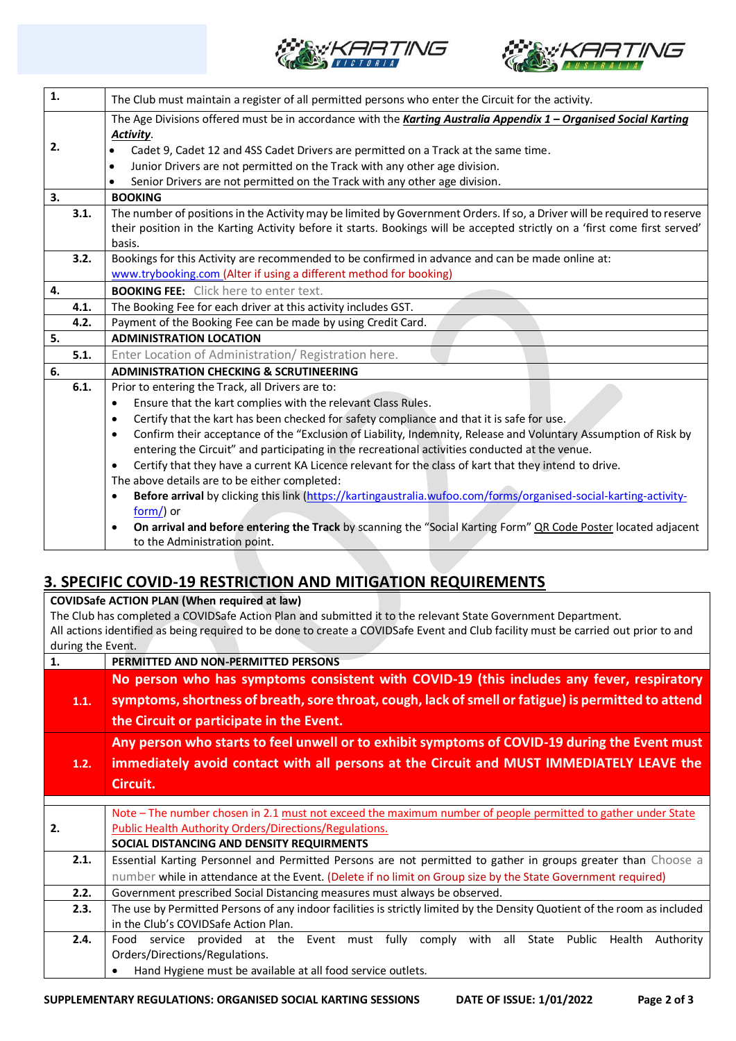| | |
|---|---|
| **1.** | The Club must maintain a register of all permitted persons who enter the Circuit for the activity. |
| **2.** | The Age Divisions offered must be in accordance with the ***Karting Australia Appendix 1 – Organised Social Karting Activity***.<br>• Cadet 9, Cadet 12 and 4SS Cadet Drivers are permitted on a Track at the same time.<br>• Junior Drivers are not permitted on the Track with any other age division.<br>• Senior Drivers are not permitted on the Track with any other age division. |
| **3.** | **BOOKING** |
| **3.1.** | The number of positions in the Activity may be limited by Government Orders. If so, a Driver will be required to reserve their position in the Karting Activity before it starts. Bookings will be accepted strictly on a 'first come first served' basis. |
| **3.2.** | Bookings for this Activity are recommended to be confirmed in advance and can be made online at: www.trybooking.com (Alter if using a different method for booking) |
| **4.** | **BOOKING FEE:** Click here to enter text. |
| **4.1.** | The Booking Fee for each driver at this activity includes GST. |
| **4.2.** | Payment of the Booking Fee can be made by using Credit Card. |
| **5.** | **ADMINISTRATION LOCATION** |
| **5.1.** | Enter Location of Administration/ Registration here. |
| **6.** | **ADMINISTRATION CHECKING & SCRUTINEERING** |
| **6.1.** | Prior to entering the Track, all Drivers are to:<br>• Ensure that the kart complies with the relevant Class Rules.<br>• Certify that the kart has been checked for safety compliance and that it is safe for use.<br>• Confirm their acceptance of the "Exclusion of Liability, Indemnity, Release and Voluntary Assumption of Risk by entering the Circuit" and participating in the recreational activities conducted at the venue.<br>• Certify that they have a current KA Licence relevant for the class of kart that they intend to drive.<br>The above details are to be either completed:<br>• **Before arrival** by clicking this link (https://kartingaustralia.wufoo.com/forms/organised-social-karting-activity-form/) or<br>• **On arrival and before entering the Track** by scanning the "Social Karting Form" QR Code Poster located adjacent to the Administration point. |

## 3. SPECIFIC COVID-19 RESTRICTION AND MITIGATION REQUIREMENTS

**COVIDSafe ACTION PLAN (When required at law)**

The Club has completed a COVIDSafe Action Plan and submitted it to the relevant State Government Department.
All actions identified as being required to be done to create a COVIDSafe Event and Club facility must be carried out prior to and during the Event.

| | |
|---|---|
| **1.** | **PERMITTED AND NON-PERMITTED PERSONS** |
| **1.1.** | **No person who has symptoms consistent with COVID-19 (this includes any fever, respiratory symptoms, shortness of breath, sore throat, cough, lack of smell or fatigue) is permitted to attend the Circuit or participate in the Event.** |
| **1.2.** | **Any person who starts to feel unwell or to exhibit symptoms of COVID-19 during the Event must immediately avoid contact with all persons at the Circuit and MUST IMMEDIATELY LEAVE the Circuit.** |
| **2.** | Note – The number chosen in 2.1 must not exceed the maximum number of people permitted to gather under State Public Health Authority Orders/Directions/Regulations.<br>**SOCIAL DISTANCING AND DENSITY REQUIRMENTS** |
| **2.1.** | Essential Karting Personnel and Permitted Persons are not permitted to gather in groups greater than Choose a number while in attendance at the Event. (Delete if no limit on Group size by the State Government required) |
| **2.2.** | Government prescribed Social Distancing measures must always be observed. |
| **2.3.** | The use by Permitted Persons of any indoor facilities is strictly limited by the Density Quotient of the room as included in the Club's COVIDSafe Action Plan. |
| **2.4.** | Food service provided at the Event must fully comply with all State Public Health Authority Orders/Directions/Regulations.<br>• Hand Hygiene must be available at all food service outlets. |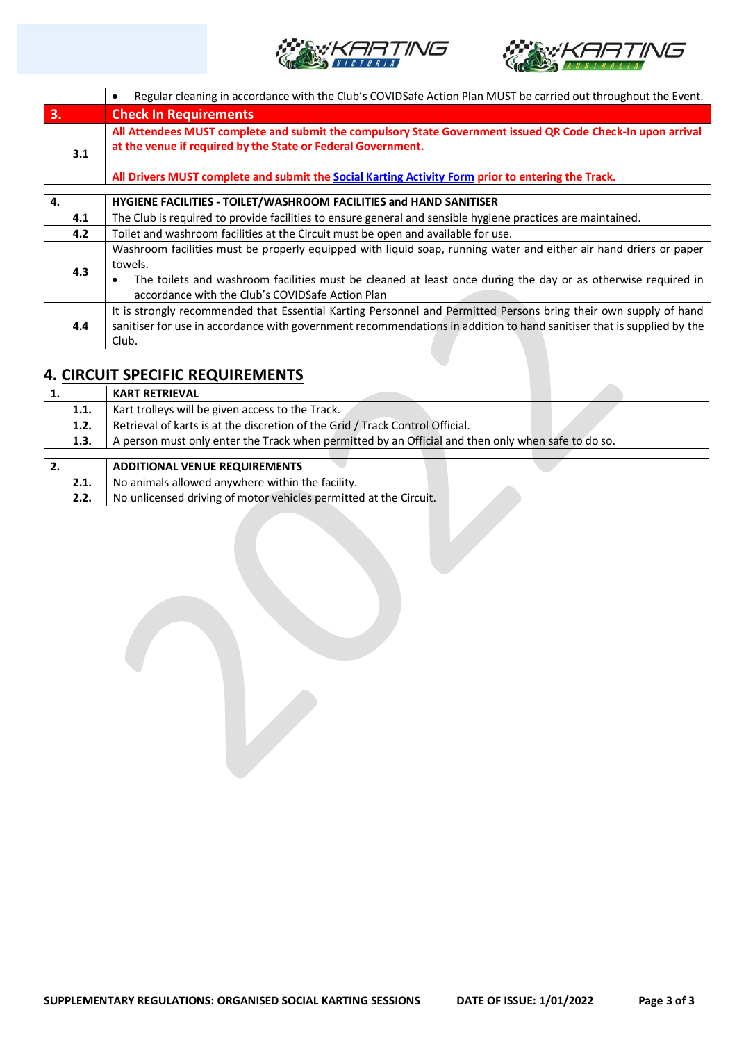| | |
|---|---|
| | • Regular cleaning in accordance with the Club's COVIDSafe Action Plan MUST be carried out throughout the Event. |
| **3.** | **Check In Requirements** |
| **3.1** | **All Attendees MUST complete and submit the compulsory State Government issued QR Code Check-In upon arrival at the venue if required by the State or Federal Government.**<br><br>**All Drivers MUST complete and submit the Social Karting Activity Form prior to entering the Track.** |
| | |
| **4.** | **HYGIENE FACILITIES - TOILET/WASHROOM FACILITIES and HAND SANITISER** |
| **4.1** | The Club is required to provide facilities to ensure general and sensible hygiene practices are maintained. |
| **4.2** | Toilet and washroom facilities at the Circuit must be open and available for use. |
| **4.3** | Washroom facilities must be properly equipped with liquid soap, running water and either air hand driers or paper towels.<br>• The toilets and washroom facilities must be cleaned at least once during the day or as otherwise required in accordance with the Club's COVIDSafe Action Plan |
| **4.4** | It is strongly recommended that Essential Karting Personnel and Permitted Persons bring their own supply of hand sanitiser for use in accordance with government recommendations in addition to hand sanitiser that is supplied by the Club. |

## 4. CIRCUIT SPECIFIC REQUIREMENTS

| | |
|---|---|
| **1.** | **KART RETRIEVAL** |
| **1.1.** | Kart trolleys will be given access to the Track. |
| **1.2.** | Retrieval of karts is at the discretion of the Grid / Track Control Official. |
| **1.3.** | A person must only enter the Track when permitted by an Official and then only when safe to do so. |
| | |
| **2.** | **ADDITIONAL VENUE REQUIREMENTS** |
| **2.1.** | No animals allowed anywhere within the facility. |
| **2.2.** | No unlicensed driving of motor vehicles permitted at the Circuit. |

**SUPPLEMENTARY REGULATIONS: ORGANISED SOCIAL KARTING SESSIONS** **DATE OF ISSUE: 1/01/2022**